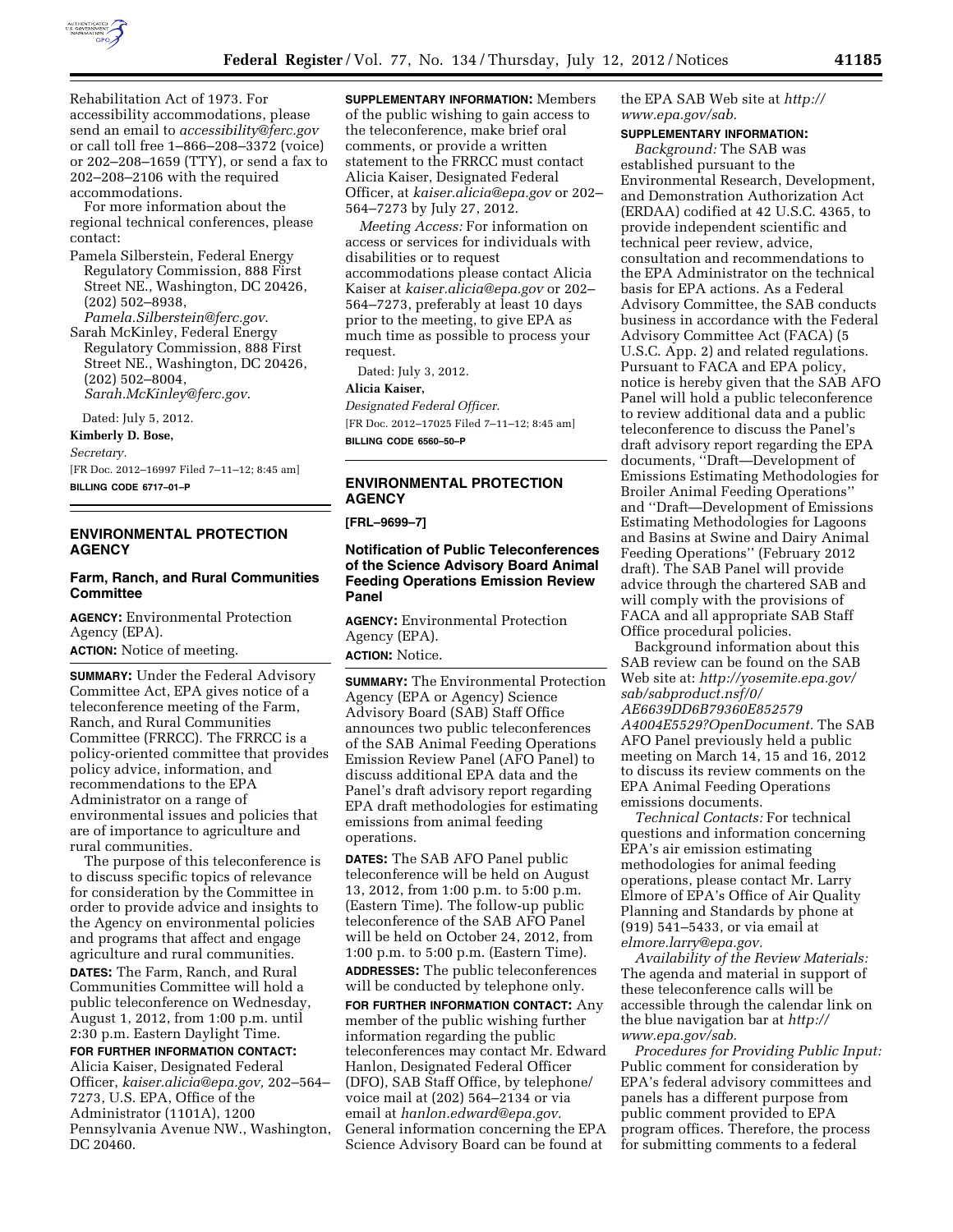Rehabilitation Act of 1973. For accessibility accommodations, please send an email to *accessibility@ferc.gov* or call toll free 1–866–208–3372 (voice) or 202–208–1659 (TTY), or send a fax to 202–208–2106 with the required accommodations.

For more information about the regional technical conferences, please contact:

Pamela Silberstein, Federal Energy Regulatory Commission, 888 First Street NE., Washington, DC 20426, (202) 502–8938, *Pamela.Silberstein@ferc.gov*.

Sarah McKinley, Federal Energy Regulatory Commission, 888 First Street NE., Washington, DC 20426, (202) 502–8004, *Sarah.McKinley@ferc.gov*.

Dated: July 5, 2012.

**Kimberly D. Bose,**

*Secretary.*

[FR Doc. 2012–16997 Filed 7–11–12; 8:45 am]

**BILLING CODE 6717–01–P**

## ENVIRONMENTAL PROTECTION AGENCY

### Farm, Ranch, and Rural Communities Committee

**AGENCY:** Environmental Protection Agency (EPA).

**ACTION:** Notice of meeting.

**SUMMARY:** Under the Federal Advisory Committee Act, EPA gives notice of a teleconference meeting of the Farm, Ranch, and Rural Communities Committee (FRRCC). The FRRCC is a policy-oriented committee that provides policy advice, information, and recommendations to the EPA Administrator on a range of environmental issues and policies that are of importance to agriculture and rural communities.

The purpose of this teleconference is to discuss specific topics of relevance for consideration by the Committee in order to provide advice and insights to the Agency on environmental policies and programs that affect and engage agriculture and rural communities.

**DATES:** The Farm, Ranch, and Rural Communities Committee will hold a public teleconference on Wednesday, August 1, 2012, from 1:00 p.m. until 2:30 p.m. Eastern Daylight Time.

**FOR FURTHER INFORMATION CONTACT:** Alicia Kaiser, Designated Federal Officer, *kaiser.alicia@epa.gov,* 202–564–7273, U.S. EPA, Office of the Administrator (1101A), 1200 Pennsylvania Avenue NW., Washington, DC 20460.

**SUPPLEMENTARY INFORMATION:** Members of the public wishing to gain access to the teleconference, make brief oral comments, or provide a written statement to the FRRCC must contact Alicia Kaiser, Designated Federal Officer, at *kaiser.alicia@epa.gov* or 202–564–7273 by July 27, 2012.

*Meeting Access:* For information on access or services for individuals with disabilities or to request accommodations please contact Alicia Kaiser at *kaiser.alicia@epa.gov* or 202–564–7273, preferably at least 10 days prior to the meeting, to give EPA as much time as possible to process your request.

Dated: July 3, 2012.

**Alicia Kaiser,**

*Designated Federal Officer.*

[FR Doc. 2012–17025 Filed 7–11–12; 8:45 am]

**BILLING CODE 6560–50–P**

## ENVIRONMENTAL PROTECTION AGENCY

**[FRL–9699–7]**

### Notification of Public Teleconferences of the Science Advisory Board Animal Feeding Operations Emission Review Panel

**AGENCY:** Environmental Protection Agency (EPA).

**ACTION:** Notice.

**SUMMARY:** The Environmental Protection Agency (EPA or Agency) Science Advisory Board (SAB) Staff Office announces two public teleconferences of the SAB Animal Feeding Operations Emission Review Panel (AFO Panel) to discuss additional EPA data and the Panel's draft advisory report regarding EPA draft methodologies for estimating emissions from animal feeding operations.

**DATES:** The SAB AFO Panel public teleconference will be held on August 13, 2012, from 1:00 p.m. to 5:00 p.m. (Eastern Time). The follow-up public teleconference of the SAB AFO Panel will be held on October 24, 2012, from 1:00 p.m. to 5:00 p.m. (Eastern Time).

**ADDRESSES:** The public teleconferences will be conducted by telephone only.

**FOR FURTHER INFORMATION CONTACT:** Any member of the public wishing further information regarding the public teleconferences may contact Mr. Edward Hanlon, Designated Federal Officer (DFO), SAB Staff Office, by telephone/voice mail at (202) 564–2134 or via email at *hanlon.edward@epa.gov.* General information concerning the EPA Science Advisory Board can be found at the EPA SAB Web site at *http://www.epa.gov/sab.*

**SUPPLEMENTARY INFORMATION:**

*Background:* The SAB was established pursuant to the Environmental Research, Development, and Demonstration Authorization Act (ERDAA) codified at 42 U.S.C. 4365, to provide independent scientific and technical peer review, advice, consultation and recommendations to the EPA Administrator on the technical basis for EPA actions. As a Federal Advisory Committee, the SAB conducts business in accordance with the Federal Advisory Committee Act (FACA) (5 U.S.C. App. 2) and related regulations. Pursuant to FACA and EPA policy, notice is hereby given that the SAB AFO Panel will hold a public teleconference to review additional data and a public teleconference to discuss the Panel's draft advisory report regarding the EPA documents, ''Draft—Development of Emissions Estimating Methodologies for Broiler Animal Feeding Operations'' and ''Draft—Development of Emissions Estimating Methodologies for Lagoons and Basins at Swine and Dairy Animal Feeding Operations'' (February 2012 draft). The SAB Panel will provide advice through the chartered SAB and will comply with the provisions of FACA and all appropriate SAB Staff Office procedural policies.

Background information about this SAB review can be found on the SAB Web site at: *http://yosemite.epa.gov/sab/sabproduct.nsf/0/AE6639DD6B79360E852579A4004E5529?OpenDocument.* The SAB AFO Panel previously held a public meeting on March 14, 15 and 16, 2012 to discuss its review comments on the EPA Animal Feeding Operations emissions documents.

*Technical Contacts:* For technical questions and information concerning EPA's air emission estimating methodologies for animal feeding operations, please contact Mr. Larry Elmore of EPA's Office of Air Quality Planning and Standards by phone at (919) 541–5433, or via email at *elmore.larry@epa.gov.*

*Availability of the Review Materials:* The agenda and material in support of these teleconference calls will be accessible through the calendar link on the blue navigation bar at *http://www.epa.gov/sab.*

*Procedures for Providing Public Input:* Public comment for consideration by EPA's federal advisory committees and panels has a different purpose from public comment provided to EPA program offices. Therefore, the process for submitting comments to a federal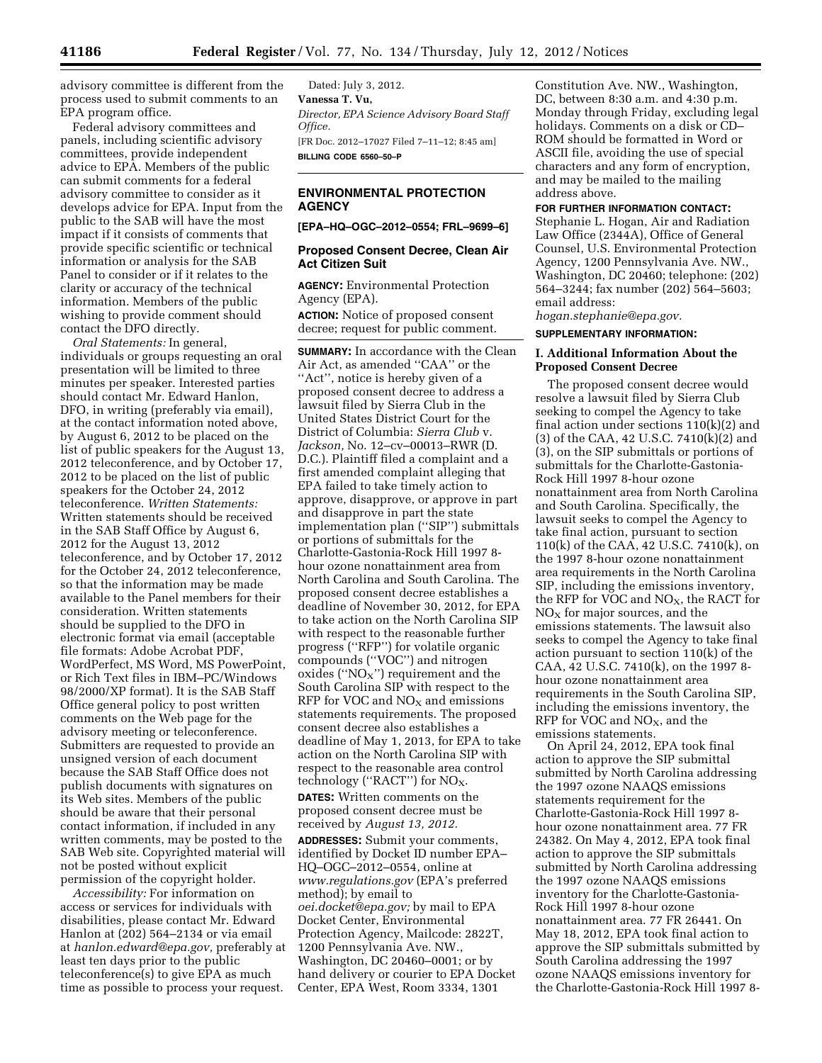advisory committee is different from the process used to submit comments to an EPA program office.

Federal advisory committees and panels, including scientific advisory committees, provide independent advice to EPA. Members of the public can submit comments for a federal advisory committee to consider as it develops advice for EPA. Input from the public to the SAB will have the most impact if it consists of comments that provide specific scientific or technical information or analysis for the SAB Panel to consider or if it relates to the clarity or accuracy of the technical information. Members of the public wishing to provide comment should contact the DFO directly.

*Oral Statements:* In general, individuals or groups requesting an oral presentation will be limited to three minutes per speaker. Interested parties should contact Mr. Edward Hanlon, DFO, in writing (preferably via email), at the contact information noted above, by August 6, 2012 to be placed on the list of public speakers for the August 13, 2012 teleconference, and by October 17, 2012 to be placed on the list of public speakers for the October 24, 2012 teleconference. *Written Statements:* Written statements should be received in the SAB Staff Office by August 6, 2012 for the August 13, 2012 teleconference, and by October 17, 2012 for the October 24, 2012 teleconference, so that the information may be made available to the Panel members for their consideration. Written statements should be supplied to the DFO in electronic format via email (acceptable file formats: Adobe Acrobat PDF, WordPerfect, MS Word, MS PowerPoint, or Rich Text files in IBM–PC/Windows 98/2000/XP format). It is the SAB Staff Office general policy to post written comments on the Web page for the advisory meeting or teleconference. Submitters are requested to provide an unsigned version of each document because the SAB Staff Office does not publish documents with signatures on its Web sites. Members of the public should be aware that their personal contact information, if included in any written comments, may be posted to the SAB Web site. Copyrighted material will not be posted without explicit permission of the copyright holder.

*Accessibility:* For information on access or services for individuals with disabilities, please contact Mr. Edward Hanlon at (202) 564–2134 or via email at *hanlon.edward@epa.gov,* preferably at least ten days prior to the public teleconference(s) to give EPA as much time as possible to process your request.

Dated: July 3, 2012.

**Vanessa T. Vu,**

*Director, EPA Science Advisory Board Staff Office.*

[FR Doc. 2012–17027 Filed 7–11–12; 8:45 am]

**BILLING CODE 6560–50–P**

## ENVIRONMENTAL PROTECTION AGENCY

**[EPA–HQ–OGC–2012–0554; FRL–9699–6]**

### Proposed Consent Decree, Clean Air Act Citizen Suit

**AGENCY:** Environmental Protection Agency (EPA).

**ACTION:** Notice of proposed consent decree; request for public comment.

**SUMMARY:** In accordance with the Clean Air Act, as amended ''CAA'' or the ''Act'', notice is hereby given of a proposed consent decree to address a lawsuit filed by Sierra Club in the United States District Court for the District of Columbia: *Sierra Club* v. *Jackson,* No. 12–cv–00013–RWR (D. D.C.). Plaintiff filed a complaint and a first amended complaint alleging that EPA failed to take timely action to approve, disapprove, or approve in part and disapprove in part the state implementation plan (''SIP'') submittals or portions of submittals for the Charlotte-Gastonia-Rock Hill 1997 8-hour ozone nonattainment area from North Carolina and South Carolina. The proposed consent decree establishes a deadline of November 30, 2012, for EPA to take action on the North Carolina SIP with respect to the reasonable further progress (''RFP'') for volatile organic compounds (''VOC'') and nitrogen oxides (''$NO_X$'') requirement and the South Carolina SIP with respect to the RFP for VOC and $NO_X$ and emissions statements requirements. The proposed consent decree also establishes a deadline of May 1, 2013, for EPA to take action on the North Carolina SIP with respect to the reasonable area control technology (''RACT'') for $NO_X$.

**DATES:** Written comments on the proposed consent decree must be received by *August 13, 2012.*

**ADDRESSES:** Submit your comments, identified by Docket ID number EPA–HQ–OGC–2012–0554, online at *www.regulations.gov* (EPA's preferred method); by email to *oei.docket@epa.gov;* by mail to EPA Docket Center, Environmental Protection Agency, Mailcode: 2822T, 1200 Pennsylvania Ave. NW., Washington, DC 20460–0001; or by hand delivery or courier to EPA Docket Center, EPA West, Room 3334, 1301 Constitution Ave. NW., Washington, DC, between 8:30 a.m. and 4:30 p.m. Monday through Friday, excluding legal holidays. Comments on a disk or CD–ROM should be formatted in Word or ASCII file, avoiding the use of special characters and any form of encryption, and may be mailed to the mailing address above.

**FOR FURTHER INFORMATION CONTACT:** Stephanie L. Hogan, Air and Radiation Law Office (2344A), Office of General Counsel, U.S. Environmental Protection Agency, 1200 Pennsylvania Ave. NW., Washington, DC 20460; telephone: (202) 564–3244; fax number (202) 564–5603; email address: *hogan.stephanie@epa.gov.*

**SUPPLEMENTARY INFORMATION:**

### I. Additional Information About the Proposed Consent Decree

The proposed consent decree would resolve a lawsuit filed by Sierra Club seeking to compel the Agency to take final action under sections 110(k)(2) and (3) of the CAA, 42 U.S.C. 7410(k)(2) and (3), on the SIP submittals or portions of submittals for the Charlotte-Gastonia-Rock Hill 1997 8-hour ozone nonattainment area from North Carolina and South Carolina. Specifically, the lawsuit seeks to compel the Agency to take final action, pursuant to section 110(k) of the CAA, 42 U.S.C. 7410(k), on the 1997 8-hour ozone nonattainment area requirements in the North Carolina SIP, including the emissions inventory, the RFP for VOC and $NO_X$, the RACT for $NO_X$ for major sources, and the emissions statements. The lawsuit also seeks to compel the Agency to take final action pursuant to section 110(k) of the CAA, 42 U.S.C. 7410(k), on the 1997 8-hour ozone nonattainment area requirements in the South Carolina SIP, including the emissions inventory, the RFP for VOC and $NO_X$, and the emissions statements.

On April 24, 2012, EPA took final action to approve the SIP submittal submitted by North Carolina addressing the 1997 ozone NAAQS emissions statements requirement for the Charlotte-Gastonia-Rock Hill 1997 8-hour ozone nonattainment area. 77 FR 24382. On May 4, 2012, EPA took final action to approve the SIP submittals submitted by North Carolina addressing the 1997 ozone NAAQS emissions inventory for the Charlotte-Gastonia-Rock Hill 1997 8-hour ozone nonattainment area. 77 FR 26441. On May 18, 2012, EPA took final action to approve the SIP submittals submitted by South Carolina addressing the 1997 ozone NAAQS emissions inventory for the Charlotte-Gastonia-Rock Hill 1997 8-